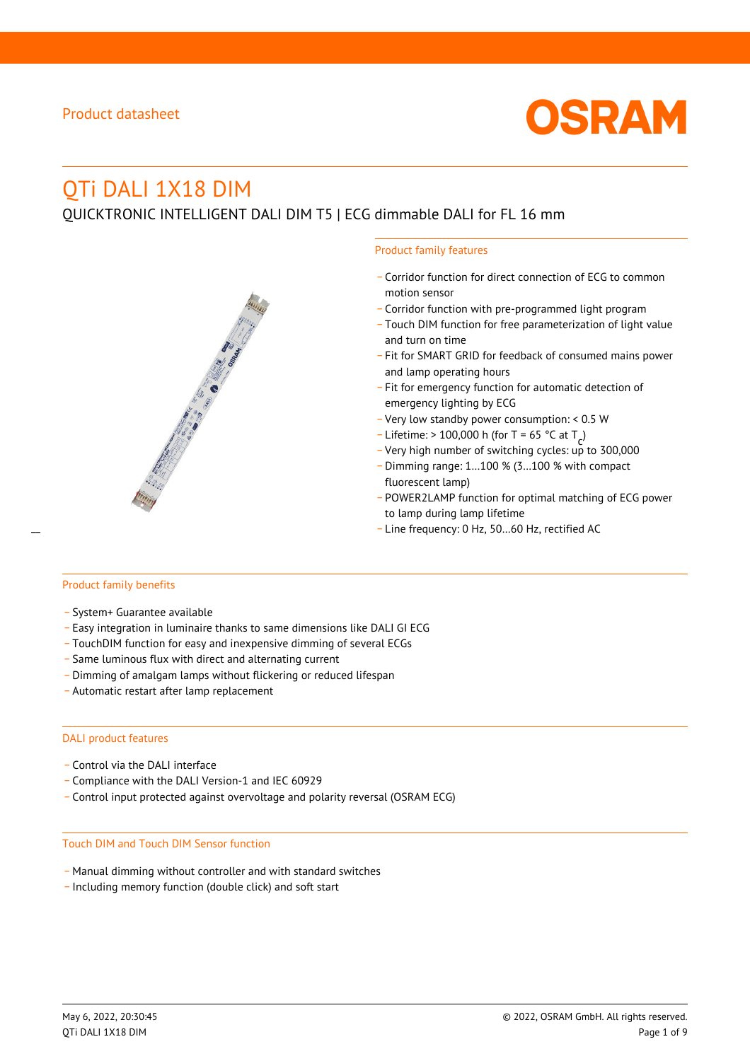Product datasheet

# QTi DALI 1X18 DIM

QUICKTRONIC INTELLIGENT DALI DIM T5 | ECG dimmable DALI for FL 16 mm

## Product family features

- Corridor function for direct connection of ECG to common motion sensor
- Corridor function with pre-programmed light program
- Touch DIM function for free parameterization of light value and turn on time
- Fit for SMART GRID for feedback of consumed mains power and lamp operating hours
- Fit for emergency function for automatic detection of emergency lighting by ECG
- Very low standby power consumption: < 0.5 W
- Lifetime: > 100,000 h (for T = 65 °C at $T_c$)
- Very high number of switching cycles: up to 300,000
- Dimming range: 1…100 % (3…100 % with compact fluorescent lamp)
- POWER2LAMP function for optimal matching of ECG power to lamp during lamp lifetime
- Line frequency: 0 Hz, 50…60 Hz, rectified AC

## Product family benefits

- System+ Guarantee available
- Easy integration in luminaire thanks to same dimensions like DALI GI ECG
- TouchDIM function for easy and inexpensive dimming of several ECGs
- Same luminous flux with direct and alternating current
- Dimming of amalgam lamps without flickering or reduced lifespan
- Automatic restart after lamp replacement

## DALI product features

- Control via the DALI interface
- Compliance with the DALI Version-1 and IEC 60929
- Control input protected against overvoltage and polarity reversal (OSRAM ECG)

## Touch DIM and Touch DIM Sensor function

- Manual dimming without controller and with standard switches
- Including memory function (double click) and soft start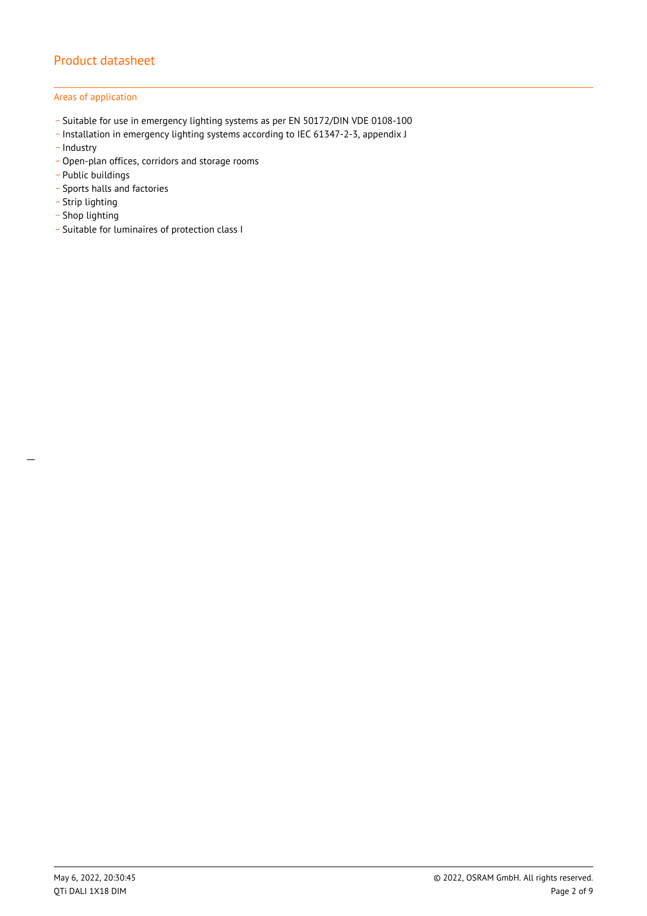### Areas of application

- Suitable for use in emergency lighting systems as per EN 50172/DIN VDE 0108-100
- Installation in emergency lighting systems according to IEC 61347-2-3, appendix J
- Industry
- Open-plan offices, corridors and storage rooms
- Public buildings
- Sports halls and factories
- Strip lighting
- Shop lighting
- Suitable for luminaires of protection class I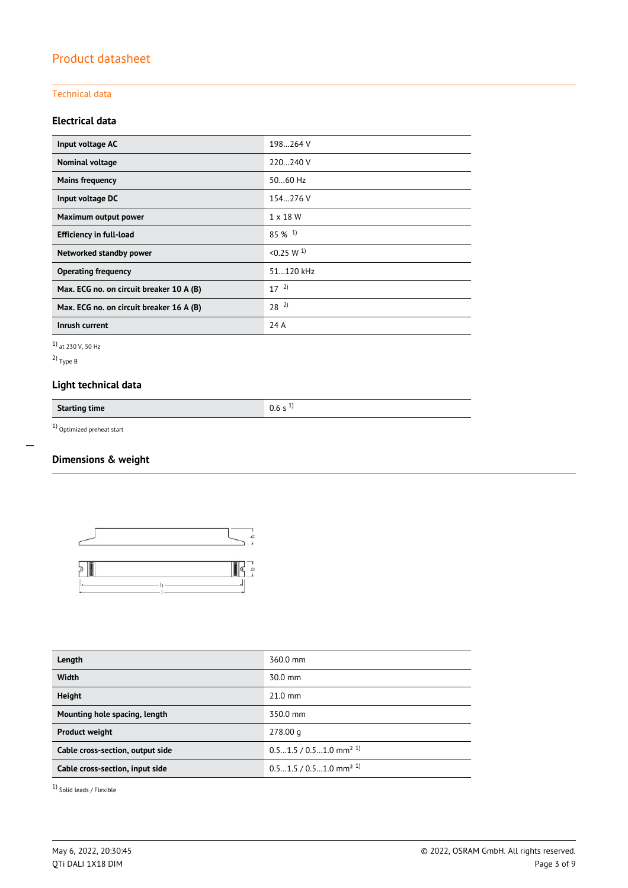# Product datasheet

## Technical data

### Electrical data

| | |
|---|---|
| **Input voltage AC** | 198…264 V |
| **Nominal voltage** | 220…240 V |
| **Mains frequency** | 50…60 Hz |
| **Input voltage DC** | 154…276 V |
| **Maximum output power** | 1 x 18 W |
| **Efficiency in full-load** | 85 % [1] |
| **Networked standby power** | <0.25 W [1] |
| **Operating frequency** | 51…120 kHz |
| **Max. ECG no. on circuit breaker 10 A (B)** | 17 [2] |
| **Max. ECG no. on circuit breaker 16 A (B)** | 28 [2] |
| **Inrush current** | 24 A |

[1] at 230 V, 50 Hz

[2] Type B

### Light technical data

| | |
|---|---|
| **Starting time** | 0.6 s [1] |

[1] Optimized preheat start

### Dimensions & weight

| | |
|---|---|
| **Length** | 360.0 mm |
| **Width** | 30.0 mm |
| **Height** | 21.0 mm |
| **Mounting hole spacing, length** | 350.0 mm |
| **Product weight** | 278.00 g |
| **Cable cross-section, output side** | 0.5…1.5 / 0.5…1.0 mm² [1] |
| **Cable cross-section, input side** | 0.5…1.5 / 0.5…1.0 mm² [1] |

[1] Solid leads / Flexible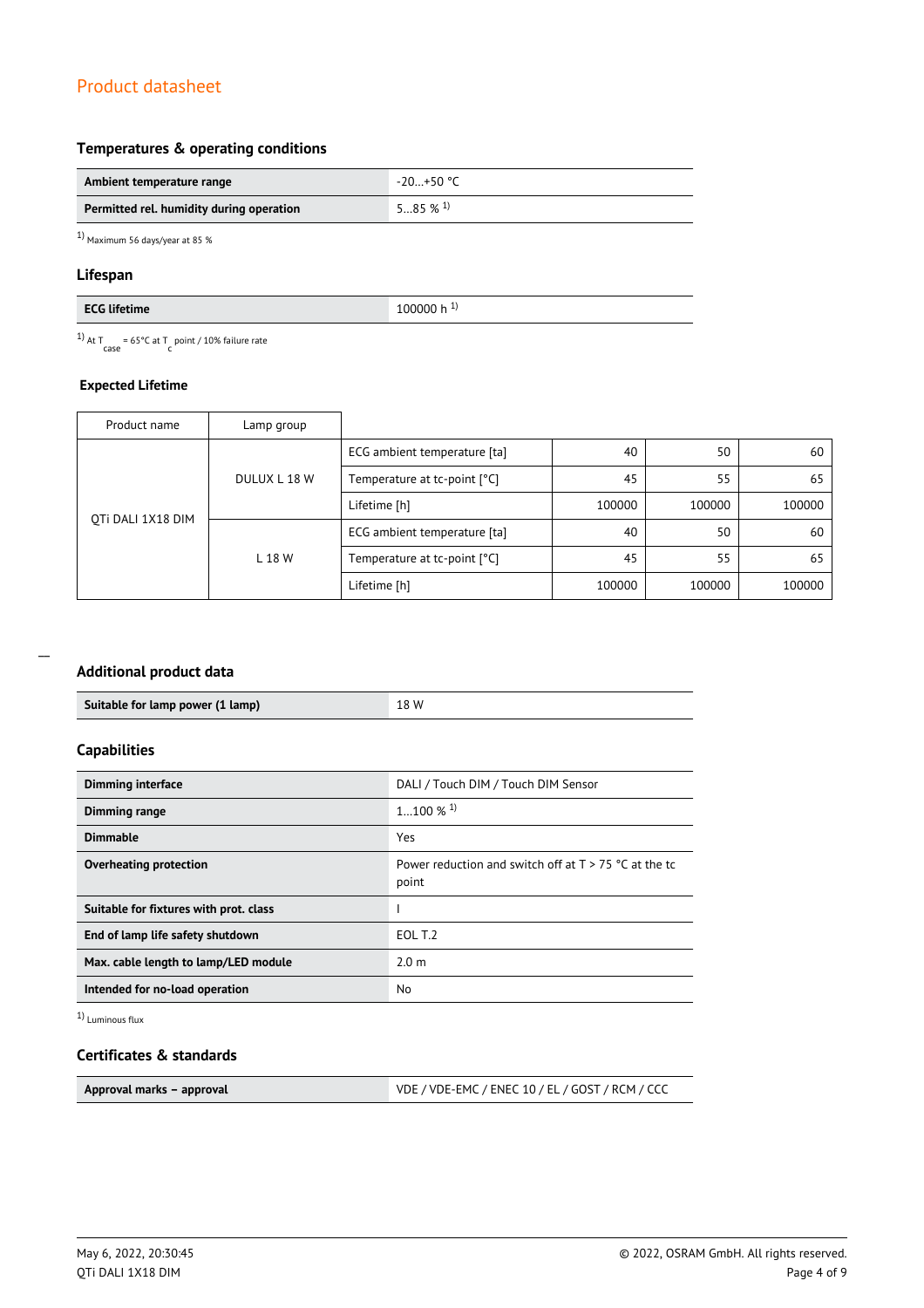## Temperatures & operating conditions

| | |
|---|---|
| **Ambient temperature range** | -20…+50 °C |
| **Permitted rel. humidity during operation** | 5…85 % [1] |

[1] Maximum 56 days/year at 85 %

## Lifespan

| | |
|---|---|
| **ECG lifetime** | 100000 h [1] |

[1] At $T_{case}$ = 65°C at $T_c$ point / 10% failure rate

### Expected Lifetime

| Product name | Lamp group | | | | |
|---|---|---|---|---|---|
| QTi DALI 1X18 DIM | DULUX L 18 W | ECG ambient temperature [ta] | 40 | 50 | 60 |
| | | Temperature at tc-point [°C] | 45 | 55 | 65 |
| | | Lifetime [h] | 100000 | 100000 | 100000 |
| | L 18 W | ECG ambient temperature [ta] | 40 | 50 | 60 |
| | | Temperature at tc-point [°C] | 45 | 55 | 65 |
| | | Lifetime [h] | 100000 | 100000 | 100000 |

## Additional product data

| | |
|---|---|
| **Suitable for lamp power (1 lamp)** | 18 W |

## Capabilities

| | |
|---|---|
| **Dimming interface** | DALI / Touch DIM / Touch DIM Sensor |
| **Dimming range** | 1…100 % [1] |
| **Dimmable** | Yes |
| **Overheating protection** | Power reduction and switch off at T > 75 °C at the tc point |
| **Suitable for fixtures with prot. class** | I |
| **End of lamp life safety shutdown** | EOL T.2 |
| **Max. cable length to lamp/LED module** | 2.0 m |
| **Intended for no-load operation** | No |

[1] Luminous flux

## Certificates & standards

| | |
|---|---|
| **Approval marks – approval** | VDE / VDE-EMC / ENEC 10 / EL / GOST / RCM / CCC |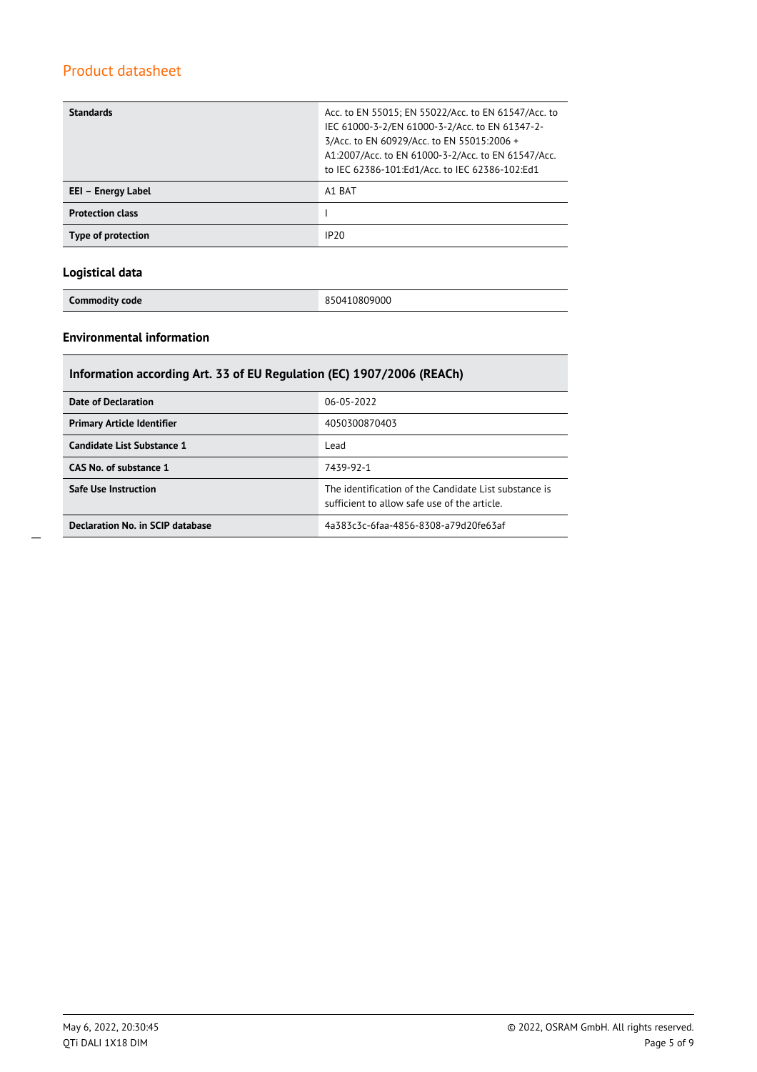| | |
|---|---|
| **Standards** | Acc. to EN 55015; EN 55022/Acc. to EN 61547/Acc. to IEC 61000-3-2/EN 61000-3-2/Acc. to EN 61347-2-3/Acc. to EN 60929/Acc. to EN 55015:2006 + A1:2007/Acc. to EN 61000-3-2/Acc. to EN 61547/Acc. to IEC 62386-101:Ed1/Acc. to IEC 62386-102:Ed1 |
| **EEI – Energy Label** | A1 BAT |
| **Protection class** | I |
| **Type of protection** | IP20 |

### Logistical data

| | |
|---|---|
| **Commodity code** | 850410809000 |

### Environmental information

| **Information according Art. 33 of EU Regulation (EC) 1907/2006 (REACh)** | |
|---|---|
| **Date of Declaration** | 06-05-2022 |
| **Primary Article Identifier** | 4050300870403 |
| **Candidate List Substance 1** | Lead |
| **CAS No. of substance 1** | 7439-92-1 |
| **Safe Use Instruction** | The identification of the Candidate List substance is sufficient to allow safe use of the article. |
| **Declaration No. in SCIP database** | 4a383c3c-6faa-4856-8308-a79d20fe63af |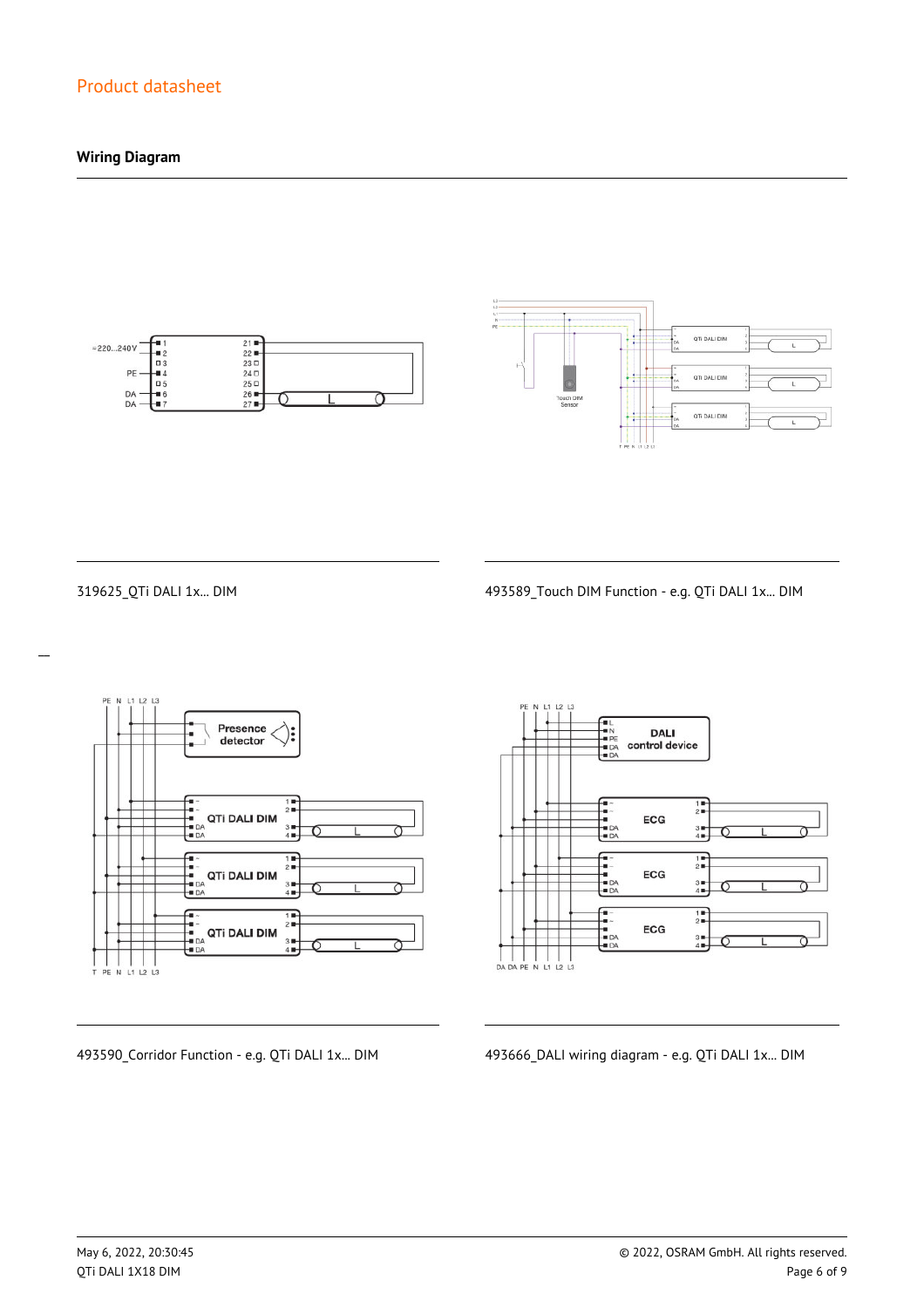## Wiring Diagram

319625_QTi DALI 1x... DIM

493589_Touch DIM Function - e.g. QTi DALI 1x... DIM

493590_Corridor Function - e.g. QTi DALI 1x... DIM

493666_DALI wiring diagram - e.g. QTi DALI 1x... DIM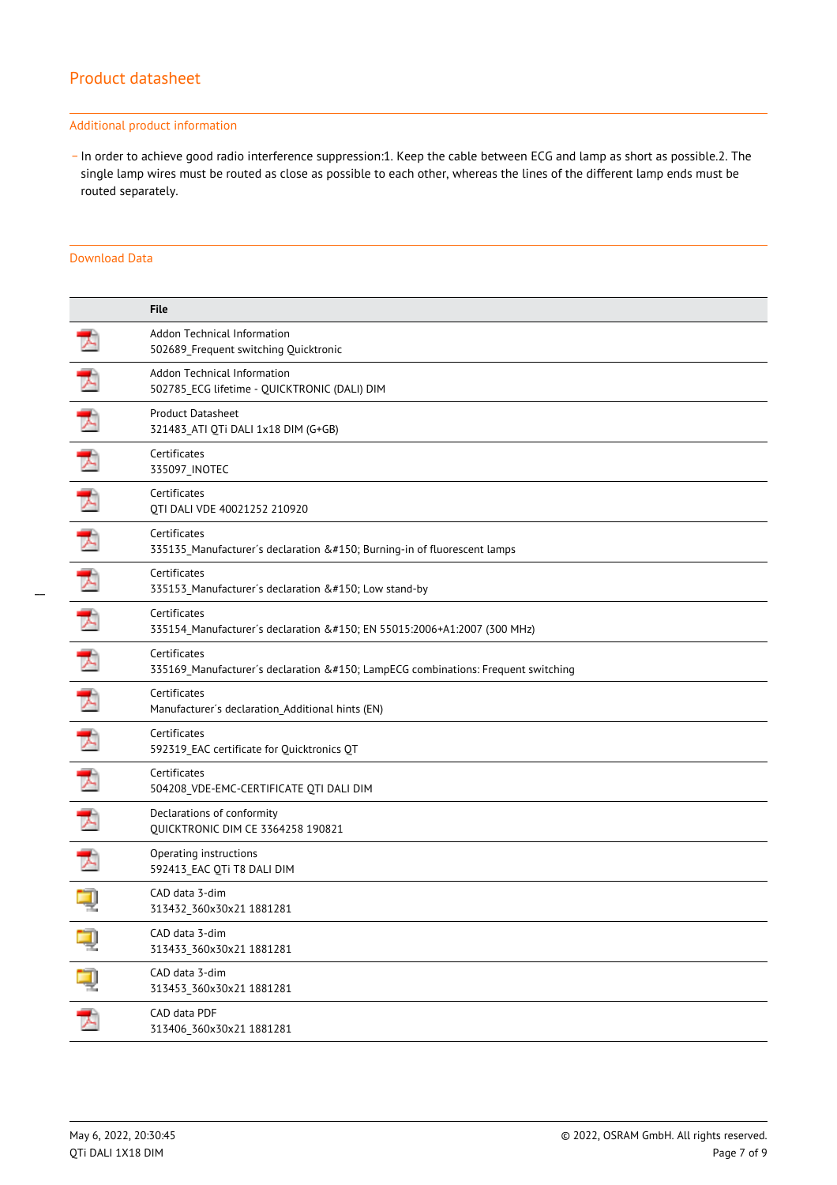## Product datasheet

### Additional product information

- In order to achieve good radio interference suppression:1. Keep the cable between ECG and lamp as short as possible.2. The single lamp wires must be routed as close as possible to each other, whereas the lines of the different lamp ends must be routed separately.

### Download Data

| | File |
|---|---|
| | Addon Technical Information<br>502689_Frequent switching Quicktronic |
| | Addon Technical Information<br>502785_ECG lifetime - QUICKTRONIC (DALI) DIM |
| | Product Datasheet<br>321483_ATI QTi DALI 1x18 DIM (G+GB) |
| | Certificates<br>335097_INOTEC |
| | Certificates<br>QTI DALI VDE 40021252 210920 |
| | Certificates<br>335135_Manufacturer´s declaration &#150; Burning-in of fluorescent lamps |
| | Certificates<br>335153_Manufacturer´s declaration &#150; Low stand-by |
| | Certificates<br>335154_Manufacturer´s declaration &#150; EN 55015:2006+A1:2007 (300 MHz) |
| | Certificates<br>335169_Manufacturer´s declaration &#150; LampECG combinations: Frequent switching |
| | Certificates<br>Manufacturer´s declaration_Additional hints (EN) |
| | Certificates<br>592319_EAC certificate for Quicktronics QT |
| | Certificates<br>504208_VDE-EMC-CERTIFICATE QTI DALI DIM |
| | Declarations of conformity<br>QUICKTRONIC DIM CE 3364258 190821 |
| | Operating instructions<br>592413_EAC QTi T8 DALI DIM |
| | CAD data 3-dim<br>313432_360x30x21 1881281 |
| | CAD data 3-dim<br>313433_360x30x21 1881281 |
| | CAD data 3-dim<br>313453_360x30x21 1881281 |
| | CAD data PDF<br>313406_360x30x21 1881281 |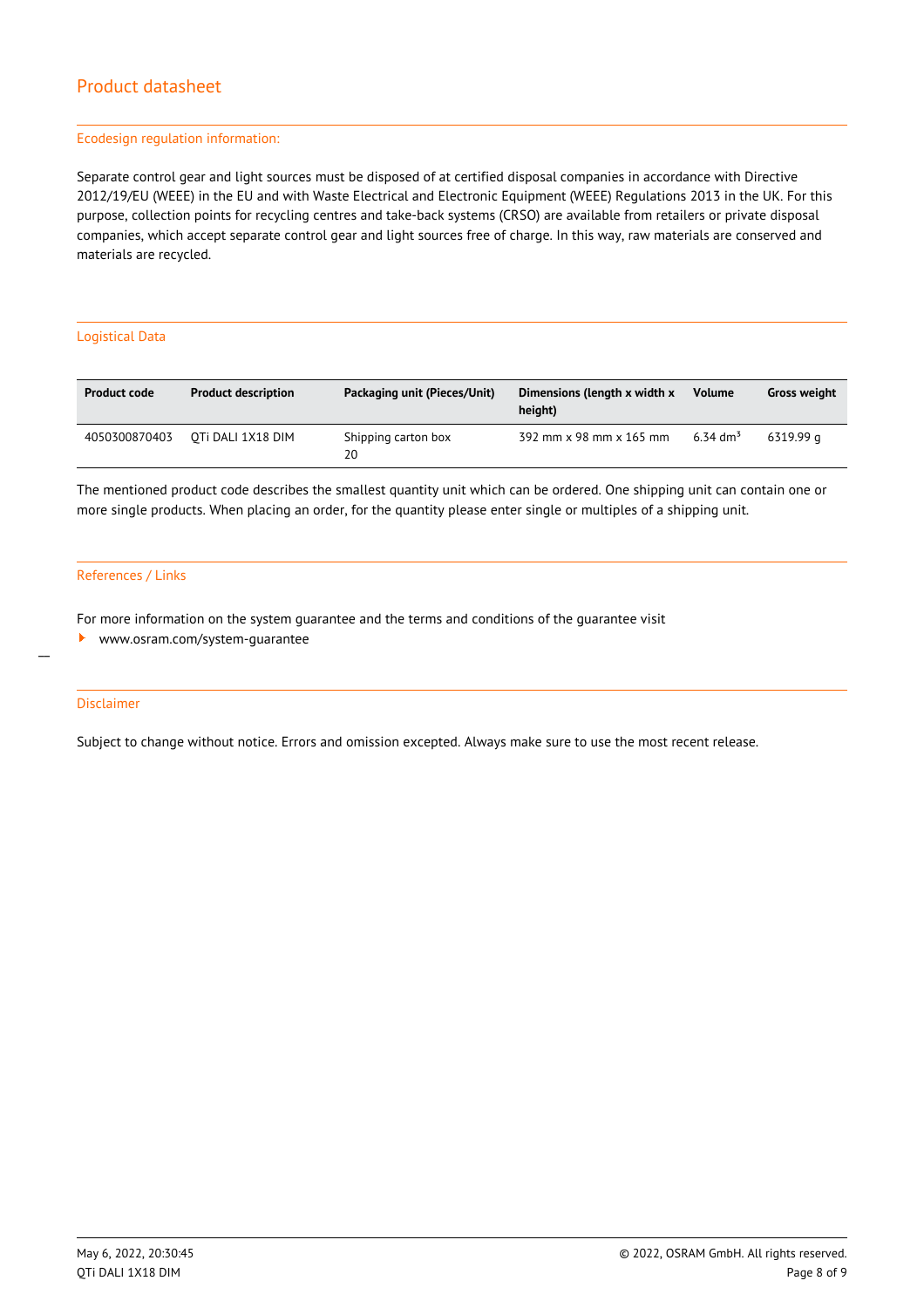# Product datasheet

## Ecodesign regulation information:

Separate control gear and light sources must be disposed of at certified disposal companies in accordance with Directive 2012/19/EU (WEEE) in the EU and with Waste Electrical and Electronic Equipment (WEEE) Regulations 2013 in the UK. For this purpose, collection points for recycling centres and take-back systems (CRSO) are available from retailers or private disposal companies, which accept separate control gear and light sources free of charge. In this way, raw materials are conserved and materials are recycled.

## Logistical Data

| Product code | Product description | Packaging unit (Pieces/Unit) | Dimensions (length x width x height) | Volume | Gross weight |
|---|---|---|---|---|---|
| 4050300870403 | QTi DALI 1X18 DIM | Shipping carton box 20 | 392 mm x 98 mm x 165 mm | 6.34 $dm^3$ | 6319.99 g |

The mentioned product code describes the smallest quantity unit which can be ordered. One shipping unit can contain one or more single products. When placing an order, for the quantity please enter single or multiples of a shipping unit.

## References / Links

For more information on the system guarantee and the terms and conditions of the guarantee visit

- www.osram.com/system-guarantee

## Disclaimer

Subject to change without notice. Errors and omission excepted. Always make sure to use the most recent release.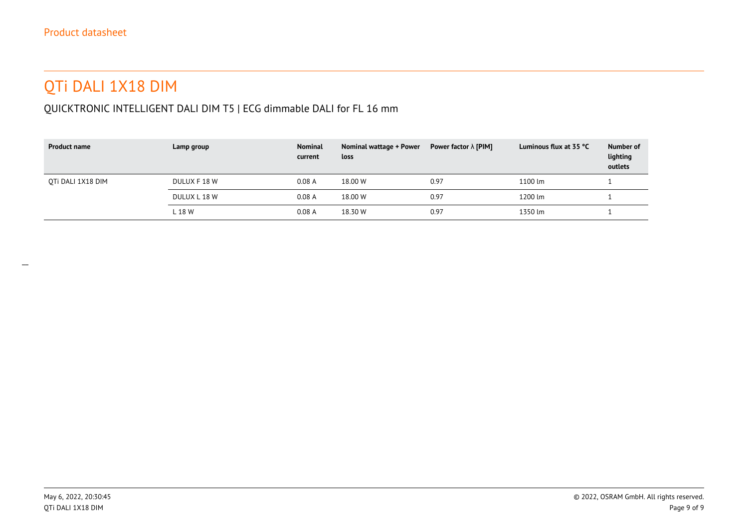# QTi DALI 1X18 DIM

## QUICKTRONIC INTELLIGENT DALI DIM T5 | ECG dimmable DALI for FL 16 mm

| Product name | Lamp group | Nominal current | Nominal wattage + Power loss | Power factor λ [PIM] | Luminous flux at 35 °C | Number of lighting outlets |
| --- | --- | --- | --- | --- | --- | --- |
| QTi DALI 1X18 DIM | DULUX F 18 W | 0.08 A | 18.00 W | 0.97 | 1100 lm | 1 |
| | DULUX L 18 W | 0.08 A | 18.00 W | 0.97 | 1200 lm | 1 |
| | L 18 W | 0.08 A | 18.30 W | 0.97 | 1350 lm | 1 |